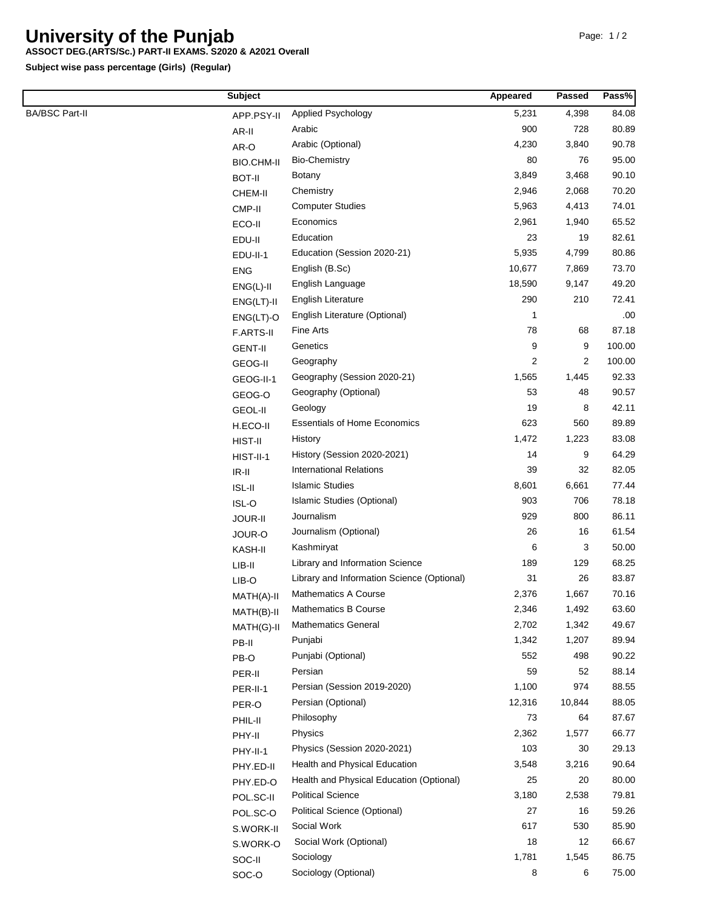# University of the Punjab

**ASSOCT DEG.(ARTS/Sc.) PART-II EXAMS. S2020 & A2021 Overall**

**Subject wise pass percentage (Girls) (Regular)**

| | Subject | | Appeared | Passed | Pass% |
|---|---|---|---|---|---|
| BA/BSC Part-II | APP.PSY-II | Applied Psychology | 5,231 | 4,398 | 84.08 |
| | AR-II | Arabic | 900 | 728 | 80.89 |
| | AR-O | Arabic (Optional) | 4,230 | 3,840 | 90.78 |
| | BIO.CHM-II | Bio-Chemistry | 80 | 76 | 95.00 |
| | BOT-II | Botany | 3,849 | 3,468 | 90.10 |
| | CHEM-II | Chemistry | 2,946 | 2,068 | 70.20 |
| | CMP-II | Computer Studies | 5,963 | 4,413 | 74.01 |
| | ECO-II | Economics | 2,961 | 1,940 | 65.52 |
| | EDU-II | Education | 23 | 19 | 82.61 |
| | EDU-II-1 | Education (Session 2020-21) | 5,935 | 4,799 | 80.86 |
| | ENG | English (B.Sc) | 10,677 | 7,869 | 73.70 |
| | ENG(L)-II | English Language | 18,590 | 9,147 | 49.20 |
| | ENG(LT)-II | English Literature | 290 | 210 | 72.41 |
| | ENG(LT)-O | English Literature (Optional) | 1 | | .00 |
| | F.ARTS-II | Fine Arts | 78 | 68 | 87.18 |
| | GENT-II | Genetics | 9 | 9 | 100.00 |
| | GEOG-II | Geography | 2 | 2 | 100.00 |
| | GEOG-II-1 | Geography (Session 2020-21) | 1,565 | 1,445 | 92.33 |
| | GEOG-O | Geography (Optional) | 53 | 48 | 90.57 |
| | GEOL-II | Geology | 19 | 8 | 42.11 |
| | H.ECO-II | Essentials of Home Economics | 623 | 560 | 89.89 |
| | HIST-II | History | 1,472 | 1,223 | 83.08 |
| | HIST-II-1 | History (Session 2020-2021) | 14 | 9 | 64.29 |
| | IR-II | International Relations | 39 | 32 | 82.05 |
| | ISL-II | Islamic Studies | 8,601 | 6,661 | 77.44 |
| | ISL-O | Islamic Studies (Optional) | 903 | 706 | 78.18 |
| | JOUR-II | Journalism | 929 | 800 | 86.11 |
| | JOUR-O | Journalism (Optional) | 26 | 16 | 61.54 |
| | KASH-II | Kashmiryat | 6 | 3 | 50.00 |
| | LIB-II | Library and Information Science | 189 | 129 | 68.25 |
| | LIB-O | Library and Information Science (Optional) | 31 | 26 | 83.87 |
| | MATH(A)-II | Mathematics A Course | 2,376 | 1,667 | 70.16 |
| | MATH(B)-II | Mathematics B Course | 2,346 | 1,492 | 63.60 |
| | MATH(G)-II | Mathematics General | 2,702 | 1,342 | 49.67 |
| | PB-II | Punjabi | 1,342 | 1,207 | 89.94 |
| | PB-O | Punjabi (Optional) | 552 | 498 | 90.22 |
| | PER-II | Persian | 59 | 52 | 88.14 |
| | PER-II-1 | Persian (Session 2019-2020) | 1,100 | 974 | 88.55 |
| | PER-O | Persian (Optional) | 12,316 | 10,844 | 88.05 |
| | PHIL-II | Philosophy | 73 | 64 | 87.67 |
| | PHY-II | Physics | 2,362 | 1,577 | 66.77 |
| | PHY-II-1 | Physics (Session 2020-2021) | 103 | 30 | 29.13 |
| | PHY.ED-II | Health and Physical Education | 3,548 | 3,216 | 90.64 |
| | PHY.ED-O | Health and Physical Education (Optional) | 25 | 20 | 80.00 |
| | POL.SC-II | Political Science | 3,180 | 2,538 | 79.81 |
| | POL.SC-O | Political Science (Optional) | 27 | 16 | 59.26 |
| | S.WORK-II | Social Work | 617 | 530 | 85.90 |
| | S.WORK-O | Social Work (Optional) | 18 | 12 | 66.67 |
| | SOC-II | Sociology | 1,781 | 1,545 | 86.75 |
| | SOC-O | Sociology (Optional) | 8 | 6 | 75.00 |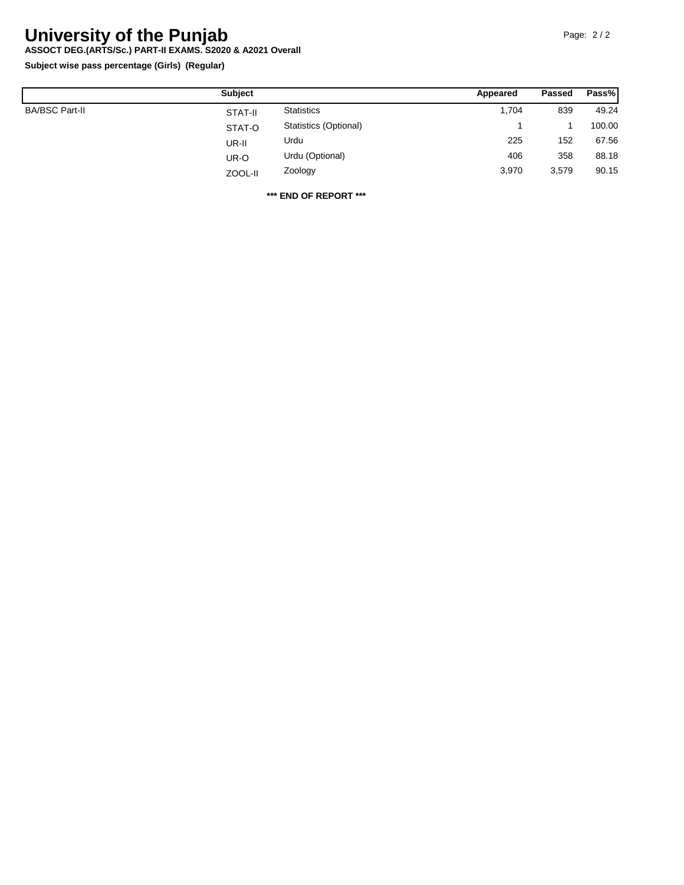# University of the Punjab

**ASSOCT DEG.(ARTS/Sc.) PART-II EXAMS. S2020 & A2021 Overall**

**Subject wise pass percentage (Girls) (Regular)**

| | Subject | | Appeared | Passed | Pass% |
|---|---|---|---|---|---|
| BA/BSC Part-II | STAT-II | Statistics | 1,704 | 839 | 49.24 |
| | STAT-O | Statistics (Optional) | 1 | 1 | 100.00 |
| | UR-II | Urdu | 225 | 152 | 67.56 |
| | UR-O | Urdu (Optional) | 406 | 358 | 88.18 |
| | ZOOL-II | Zoology | 3,970 | 3,579 | 90.15 |

**\*\*\* END OF REPORT \*\*\***